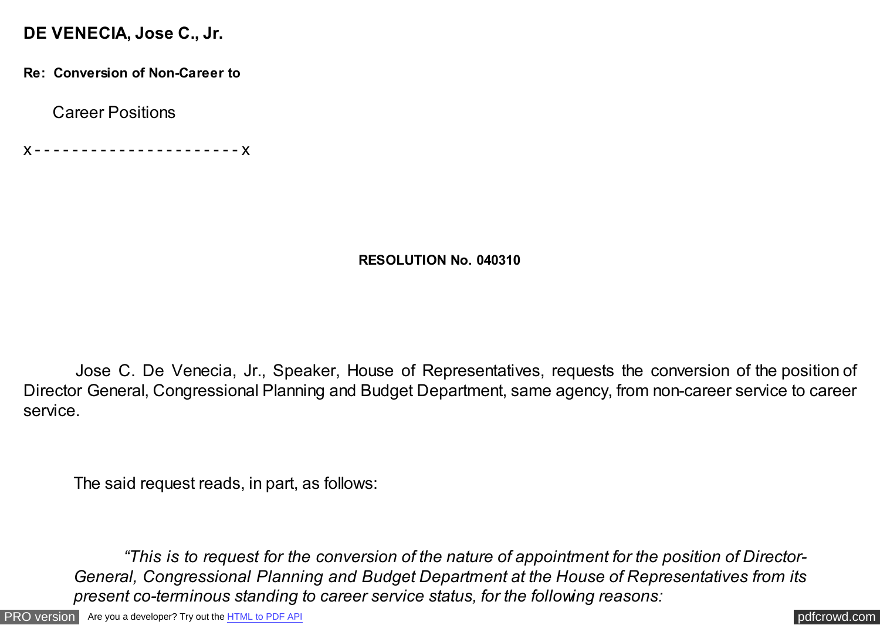**DE VENECIA, Jose C., Jr.**

**Re: Conversion of Non-Career to**

Career Positions

x - - - - - - - - - - - - - - - - - - - - - - x

**RESOLUTION No. 040310**

Jose C. De Venecia, Jr., Speaker, House of Representatives, requests the conversion of the position of Director General, Congressional Planning and Budget Department, same agency, from non-career service to career service.

The said request reads, in part, as follows:

> *"This is to request for the conversion of the nature of appointment for the position of Director-General, Congressional Planning and Budget Department at the House of Representatives from its present co-terminous standing to career service status, for the following reasons:*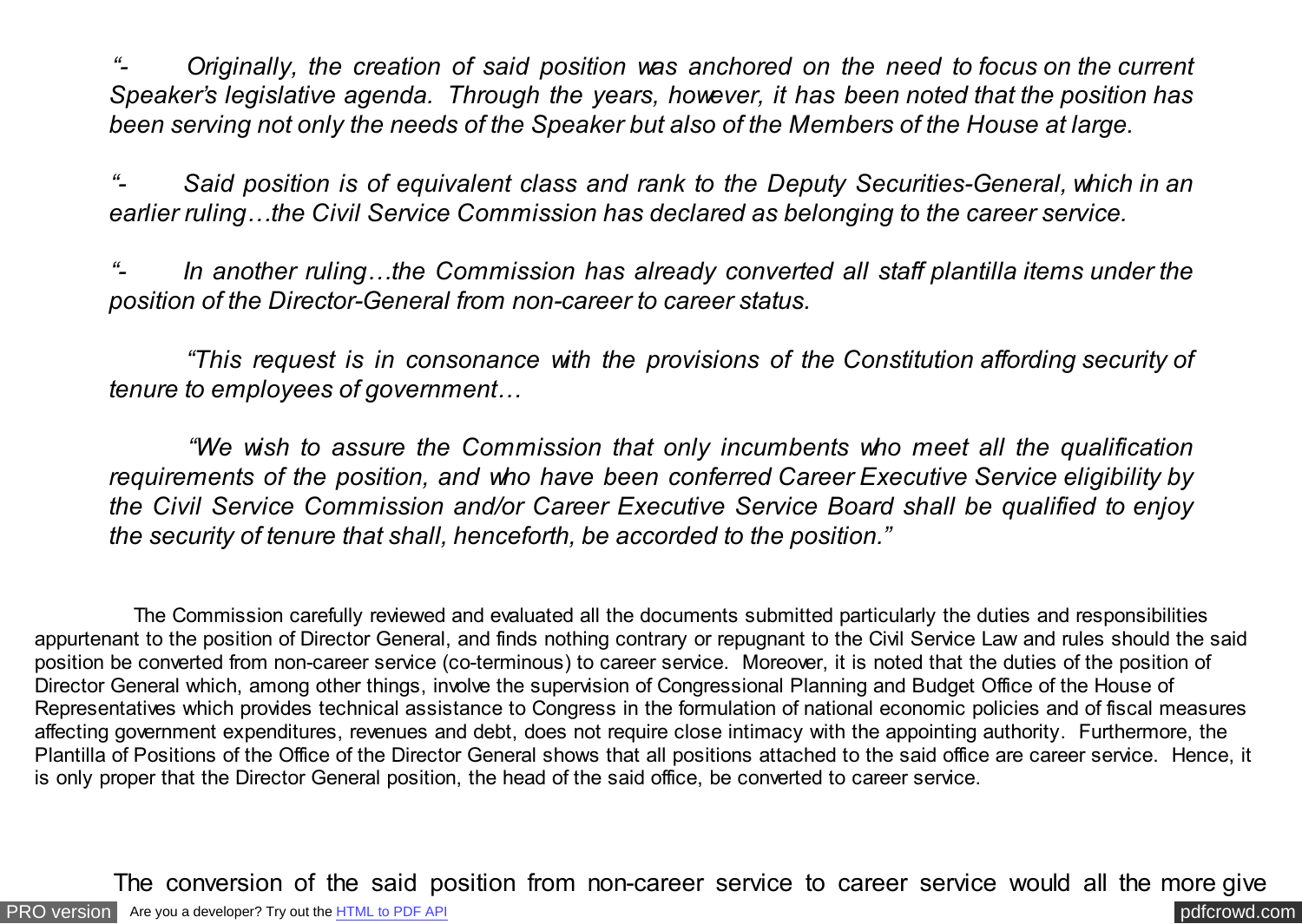*"- Originally, the creation of said position was anchored on the need to focus on the current Speaker's legislative agenda. Through the years, however, it has been noted that the position has been serving not only the needs of the Speaker but also of the Members of the House at large.*

*"- Said position is of equivalent class and rank to the Deputy Securities-General, which in an earlier ruling…the Civil Service Commission has declared as belonging to the career service.*

*"- In another ruling…the Commission has already converted all staff plantilla items under the position of the Director-General from non-career to career status.*

*"This request is in consonance with the provisions of the Constitution affording security of tenure to employees of government…*

*"We wish to assure the Commission that only incumbents who meet all the qualification requirements of the position, and who have been conferred Career Executive Service eligibility by the Civil Service Commission and/or Career Executive Service Board shall be qualified to enjoy the security of tenure that shall, henceforth, be accorded to the position."*

The Commission carefully reviewed and evaluated all the documents submitted particularly the duties and responsibilities appurtenant to the position of Director General, and finds nothing contrary or repugnant to the Civil Service Law and rules should the said position be converted from non-career service (co-terminous) to career service. Moreover, it is noted that the duties of the position of Director General which, among other things, involve the supervision of Congressional Planning and Budget Office of the House of Representatives which provides technical assistance to Congress in the formulation of national economic policies and of fiscal measures affecting government expenditures, revenues and debt, does not require close intimacy with the appointing authority. Furthermore, the Plantilla of Positions of the Office of the Director General shows that all positions attached to the said office are career service. Hence, it is only proper that the Director General position, the head of the said office, be converted to career service.

The conversion of the said position from non-career service to career service would all the more give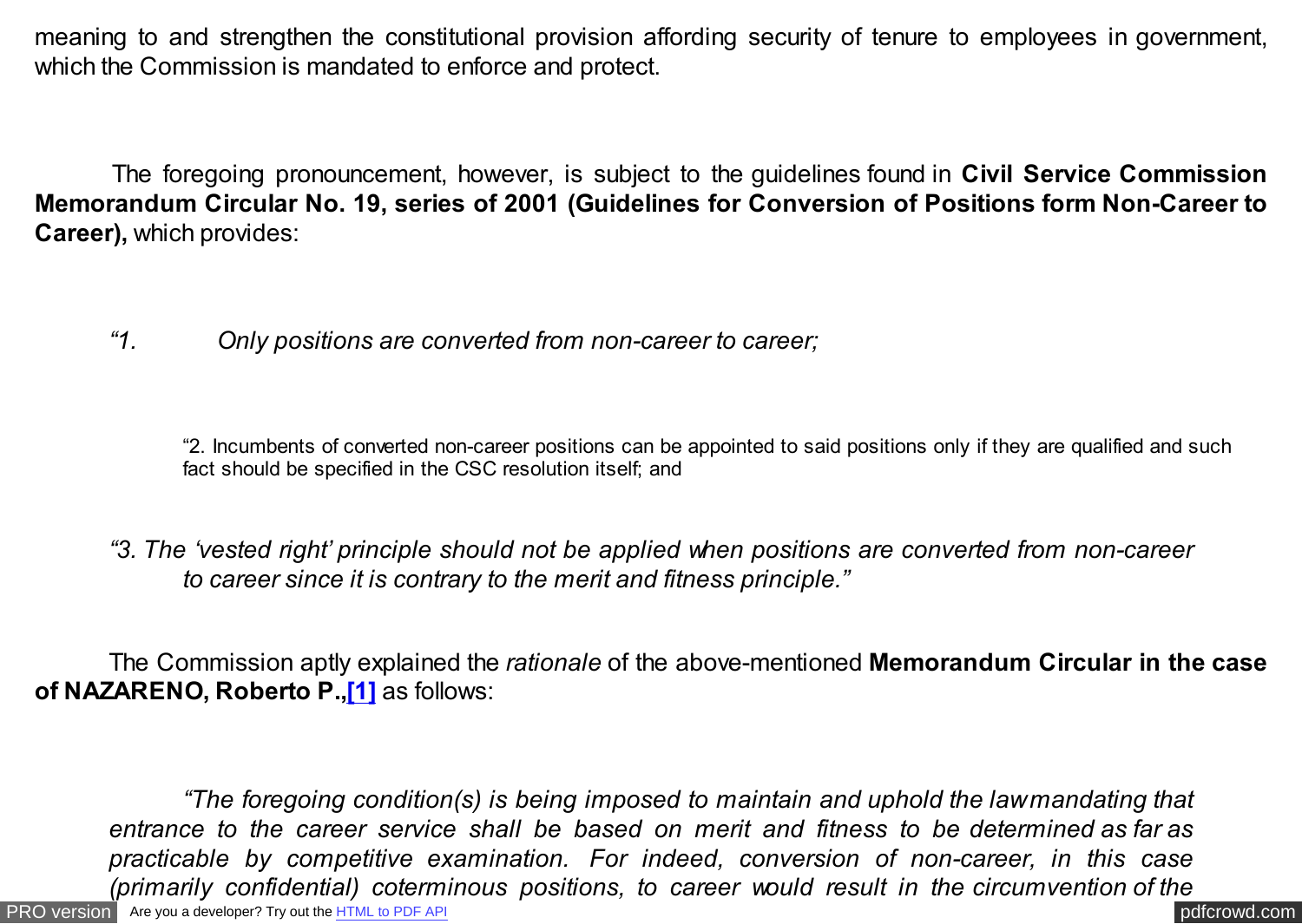meaning to and strengthen the constitutional provision affording security of tenure to employees in government, which the Commission is mandated to enforce and protect.

The foregoing pronouncement, however, is subject to the guidelines found in **Civil Service Commission Memorandum Circular No. 19, series of 2001 (Guidelines for Conversion of Positions form Non-Career to Career),** which provides:

> *"1. Only positions are converted from non-career to career;*
>
> "2. Incumbents of converted non-career positions can be appointed to said positions only if they are qualified and such fact should be specified in the CSC resolution itself; and
>
> *"3. The 'vested right' principle should not be applied when positions are converted from non-career to career since it is contrary to the merit and fitness principle."*

The Commission aptly explained the *rationale* of the above-mentioned **Memorandum Circular in the case of NAZARENO, Roberto P.,[1]** as follows:

> *"The foregoing condition(s) is being imposed to maintain and uphold the law mandating that entrance to the career service shall be based on merit and fitness to be determined as far as practicable by competitive examination. For indeed, conversion of non-career, in this case (primarily confidential) coterminous positions, to career would result in the circumvention of the*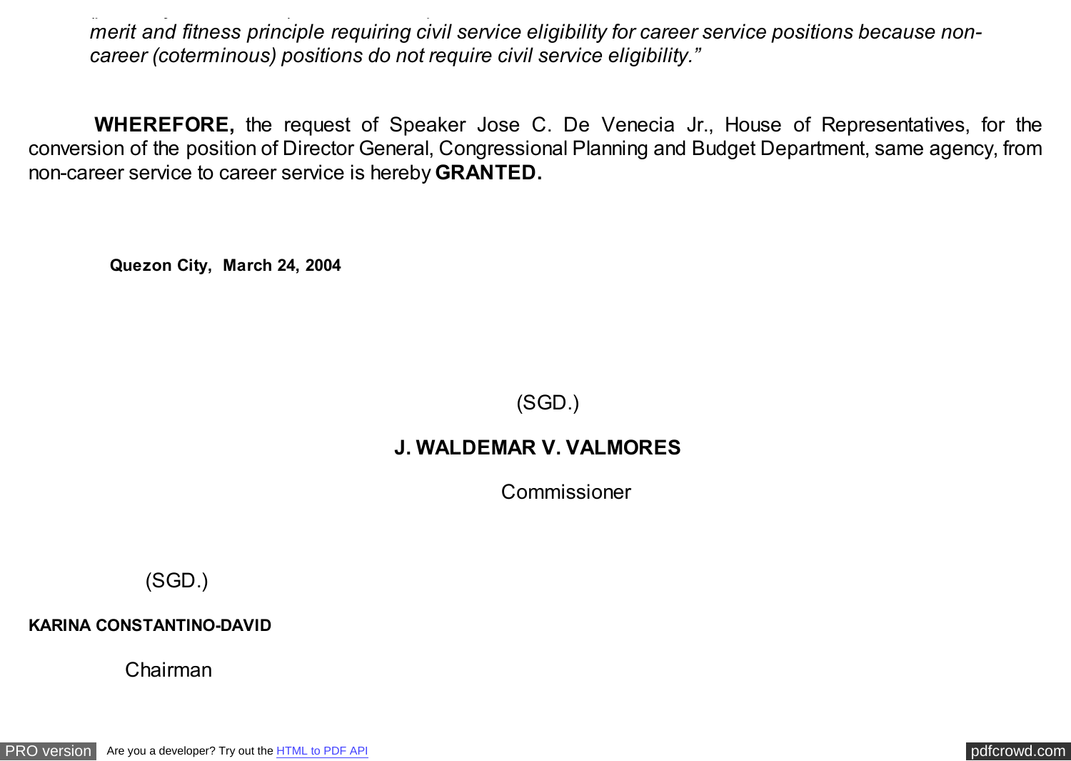*merit and fitness principle requiring civil service eligibility for career service positions because non-career (coterminous) positions do not require civil service eligibility."*

**WHEREFORE,** the request of Speaker Jose C. De Venecia Jr., House of Representatives, for the conversion of the position of Director General, Congressional Planning and Budget Department, same agency, from non-career service to career service is hereby **GRANTED.**

**Quezon City, March 24, 2004**

(SGD.)

**J. WALDEMAR V. VALMORES**

Commissioner

(SGD.)

**KARINA CONSTANTINO-DAVID**

Chairman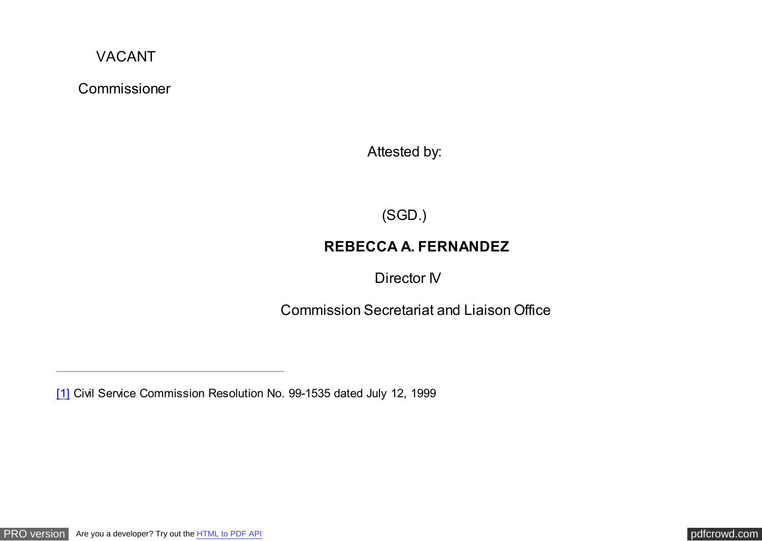VACANT

Commissioner

Attested by:

(SGD.)

**REBECCA A. FERNANDEZ**

Director IV

Commission Secretariat and Liaison Office

---

[1] Civil Service Commission Resolution No. 99-1535 dated July 12, 1999